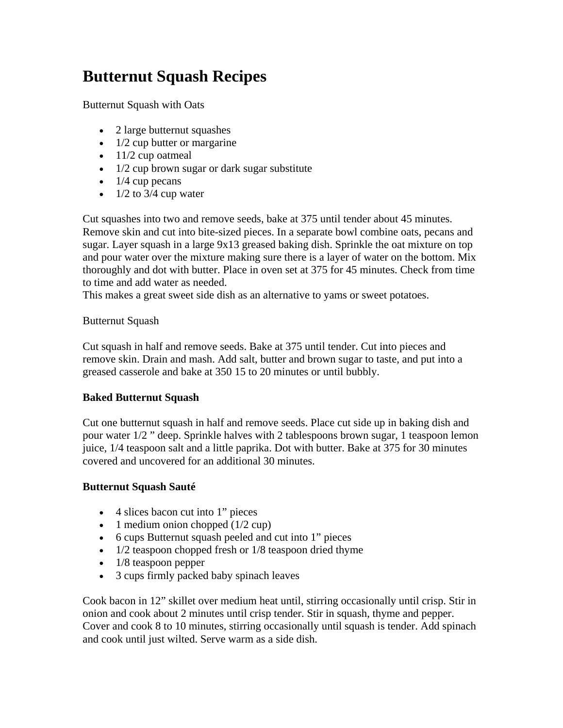# Butternut Squash Recipes

Butternut Squash with Oats

- 2 large butternut squashes
- 1/2 cup butter or margarine
- 11/2 cup oatmeal
- 1/2 cup brown sugar or dark sugar substitute
- 1/4 cup pecans
- 1/2 to 3/4 cup water

Cut squashes into two and remove seeds, bake at 375 until tender about 45 minutes. Remove skin and cut into bite-sized pieces. In a separate bowl combine oats, pecans and sugar. Layer squash in a large 9x13 greased baking dish. Sprinkle the oat mixture on top and pour water over the mixture making sure there is a layer of water on the bottom. Mix thoroughly and dot with butter. Place in oven set at 375 for 45 minutes. Check from time to time and add water as needed.
This makes a great sweet side dish as an alternative to yams or sweet potatoes.

Butternut Squash

Cut squash in half and remove seeds. Bake at 375 until tender. Cut into pieces and remove skin. Drain and mash. Add salt, butter and brown sugar to taste, and put into a greased casserole and bake at 350 15 to 20 minutes or until bubbly.

**Baked Butternut Squash**

Cut one butternut squash in half and remove seeds. Place cut side up in baking dish and pour water 1/2 " deep. Sprinkle halves with 2 tablespoons brown sugar, 1 teaspoon lemon juice, 1/4 teaspoon salt and a little paprika. Dot with butter. Bake at 375 for 30 minutes covered and uncovered for an additional 30 minutes.

**Butternut Squash Sauté**

- 4 slices bacon cut into 1" pieces
- 1 medium onion chopped (1/2 cup)
- 6 cups Butternut squash peeled and cut into 1" pieces
- 1/2 teaspoon chopped fresh or 1/8 teaspoon dried thyme
- 1/8 teaspoon pepper
- 3 cups firmly packed baby spinach leaves

Cook bacon in 12" skillet over medium heat until, stirring occasionally until crisp. Stir in onion and cook about 2 minutes until crisp tender. Stir in squash, thyme and pepper. Cover and cook 8 to 10 minutes, stirring occasionally until squash is tender. Add spinach and cook until just wilted. Serve warm as a side dish.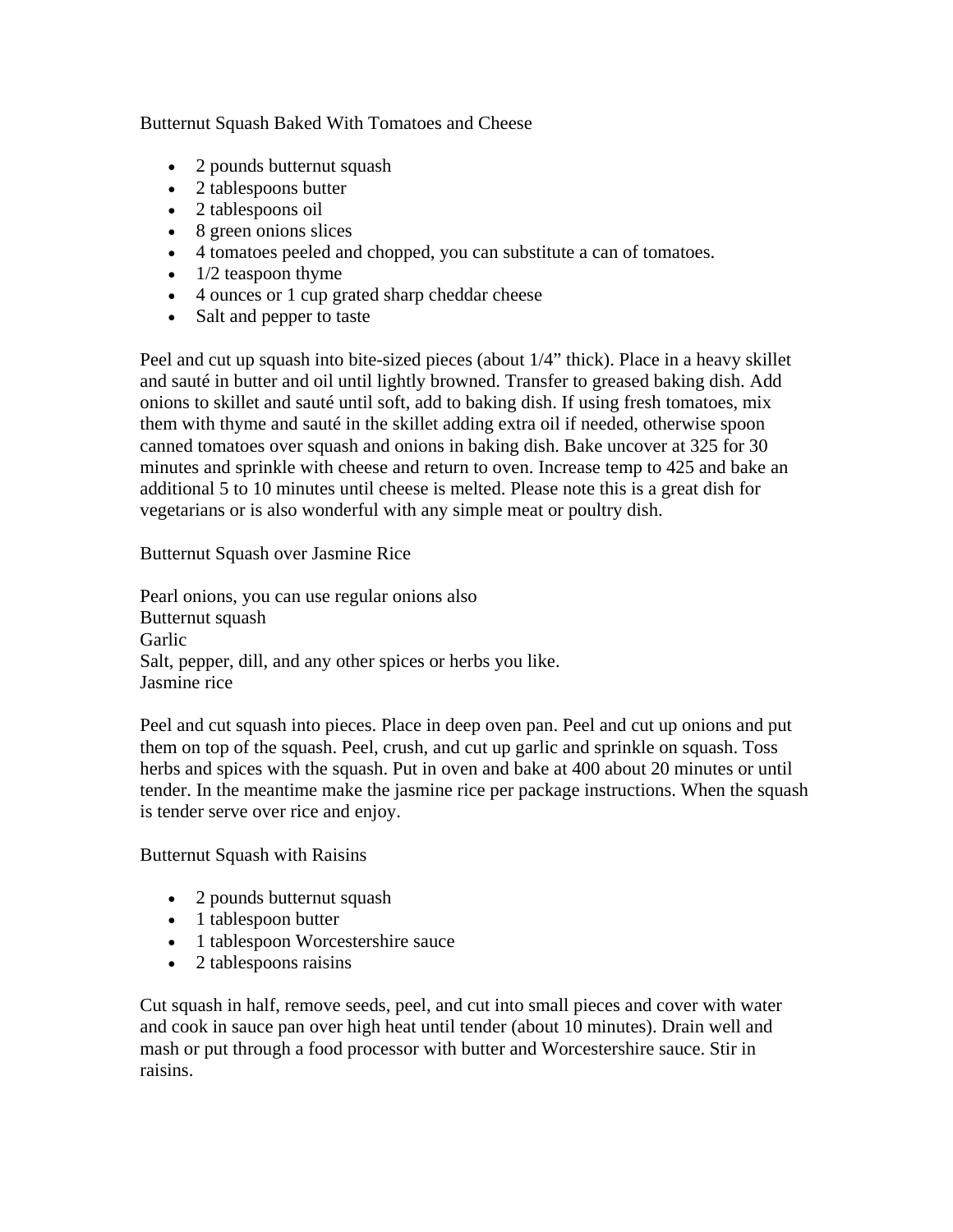## Butternut Squash Baked With Tomatoes and Cheese

- 2 pounds butternut squash
- 2 tablespoons butter
- 2 tablespoons oil
- 8 green onions slices
- 4 tomatoes peeled and chopped, you can substitute a can of tomatoes.
- 1/2 teaspoon thyme
- 4 ounces or 1 cup grated sharp cheddar cheese
- Salt and pepper to taste

Peel and cut up squash into bite-sized pieces (about 1/4" thick). Place in a heavy skillet and sauté in butter and oil until lightly browned. Transfer to greased baking dish. Add onions to skillet and sauté until soft, add to baking dish. If using fresh tomatoes, mix them with thyme and sauté in the skillet adding extra oil if needed, otherwise spoon canned tomatoes over squash and onions in baking dish. Bake uncover at 325 for 30 minutes and sprinkle with cheese and return to oven. Increase temp to 425 and bake an additional 5 to 10 minutes until cheese is melted. Please note this is a great dish for vegetarians or is also wonderful with any simple meat or poultry dish.

## Butternut Squash over Jasmine Rice

Pearl onions, you can use regular onions also
Butternut squash
Garlic
Salt, pepper, dill, and any other spices or herbs you like.
Jasmine rice

Peel and cut squash into pieces. Place in deep oven pan. Peel and cut up onions and put them on top of the squash. Peel, crush, and cut up garlic and sprinkle on squash. Toss herbs and spices with the squash. Put in oven and bake at 400 about 20 minutes or until tender. In the meantime make the jasmine rice per package instructions. When the squash is tender serve over rice and enjoy.

## Butternut Squash with Raisins

- 2 pounds butternut squash
- 1 tablespoon butter
- 1 tablespoon Worcestershire sauce
- 2 tablespoons raisins

Cut squash in half, remove seeds, peel, and cut into small pieces and cover with water and cook in sauce pan over high heat until tender (about 10 minutes). Drain well and mash or put through a food processor with butter and Worcestershire sauce. Stir in raisins.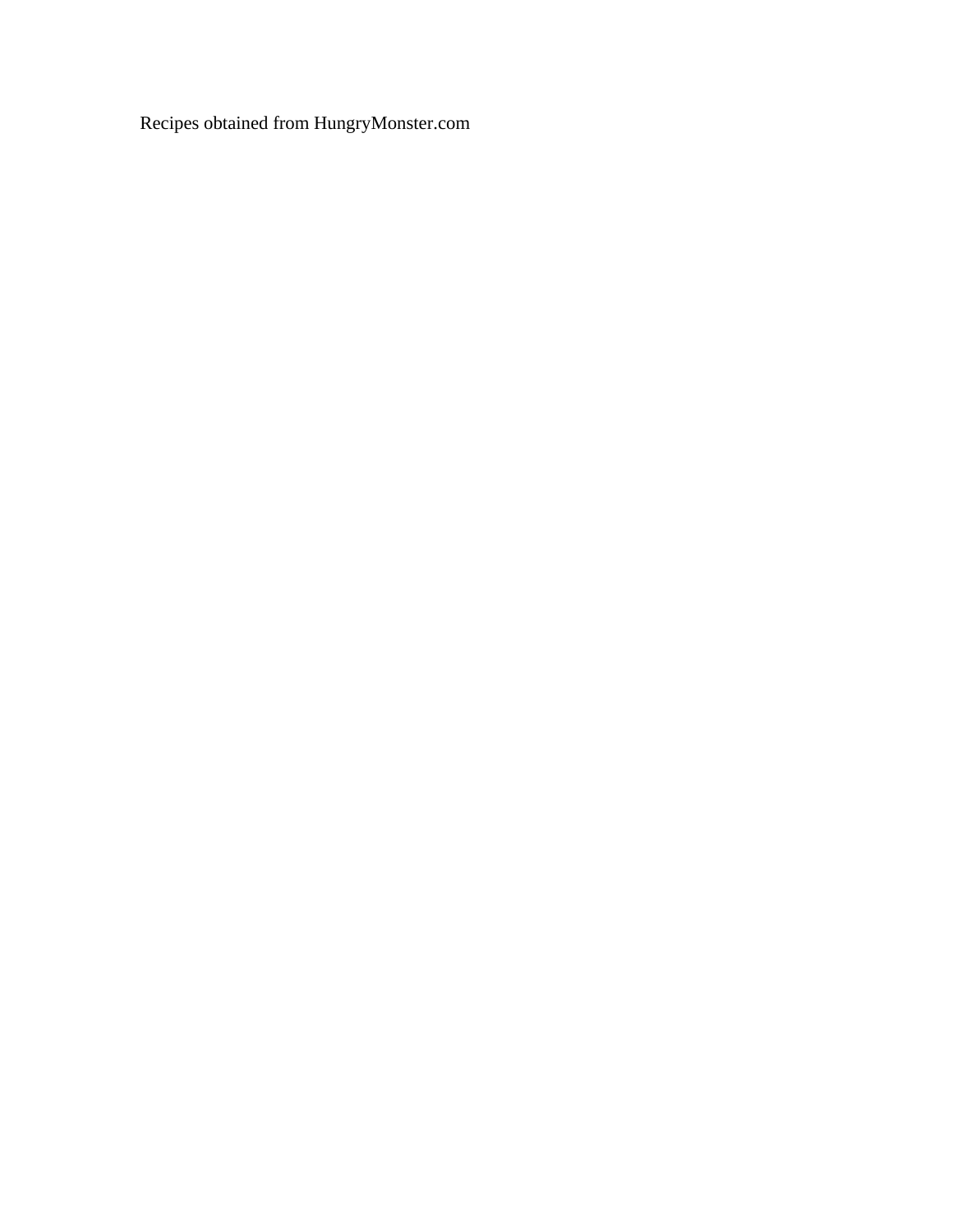Recipes obtained from HungryMonster.com